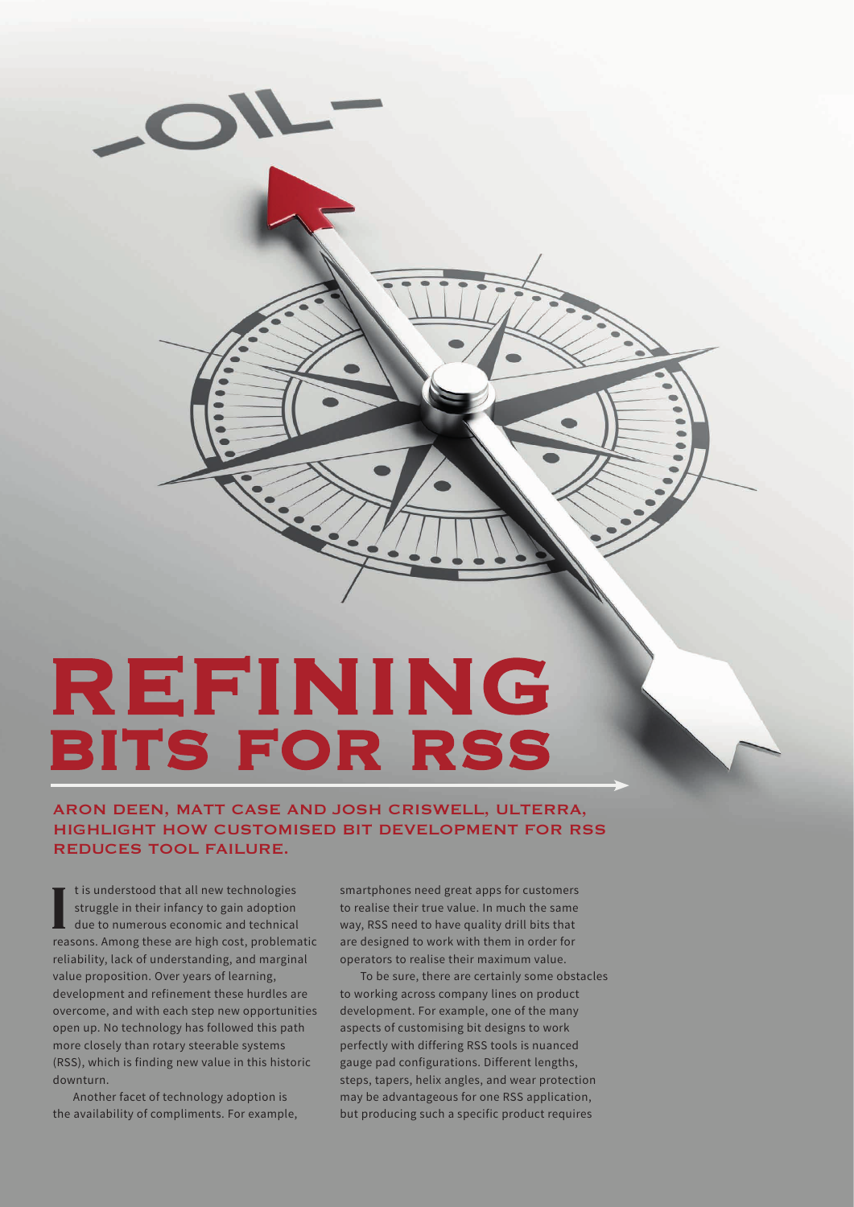# REFINING BITS FOR RSS

**ARON DEEN, MATT CASE AND JOSH CRISWELL, ULTERRA, HIGHLIGHT HOW CUSTOMISED BIT DEVELOPMENT FOR RSS REDUCES TOOL FAILURE.**

It is understood that all new technologies struggle in their infancy to gain adoption due to numerous economic and technical reasons. Among these are high cost, problematic reliability, lack of understanding, and marginal value proposition. Over years of learning, development and refinement these hurdles are overcome, and with each step new opportunities open up. No technology has followed this path more closely than rotary steerable systems (RSS), which is finding new value in this historic downturn.

Another facet of technology adoption is the availability of compliments. For example, smartphones need great apps for customers to realise their true value. In much the same way, RSS need to have quality drill bits that are designed to work with them in order for operators to realise their maximum value.

To be sure, there are certainly some obstacles to working across company lines on product development. For example, one of the many aspects of customising bit designs to work perfectly with differing RSS tools is nuanced gauge pad configurations. Different lengths, steps, tapers, helix angles, and wear protection may be advantageous for one RSS application, but producing such a specific product requires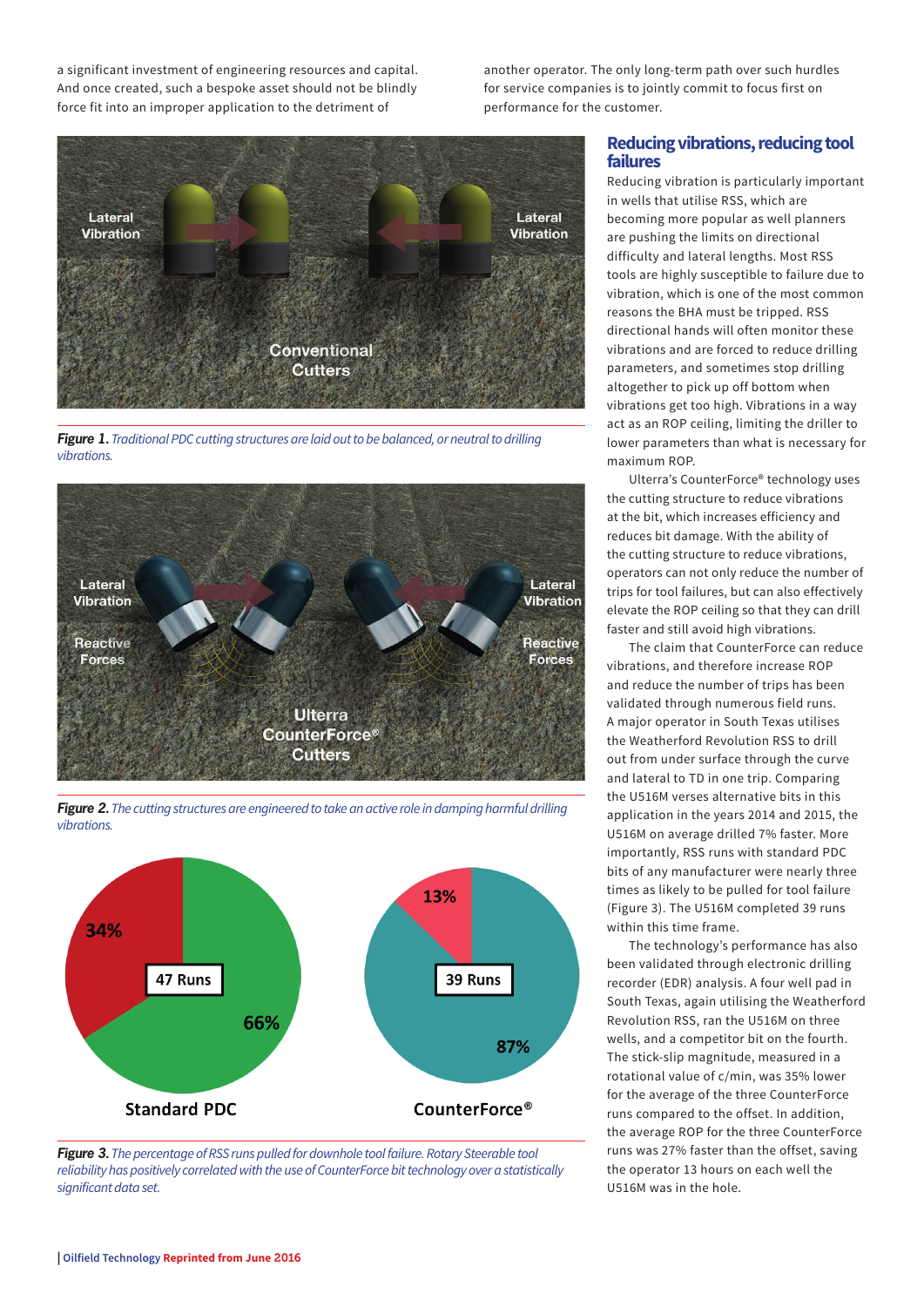a significant investment of engineering resources and capital. And once created, such a bespoke asset should not be blindly force fit into an improper application to the detriment of another operator. The only long-term path over such hurdles for service companies is to jointly commit to focus first on performance for the customer.

*Figure 1. Traditional PDC cutting structures are laid out to be balanced, or neutral to drilling vibrations.*

*Figure 2. The cutting structures are engineered to take an active role in damping harmful drilling vibrations.*

*Figure 3. The percentage of RSS runs pulled for downhole tool failure. Rotary Steerable tool reliability has positively correlated with the use of CounterForce bit technology over a statistically significant data set.*

## Reducing vibrations, reducing tool failures

Reducing vibration is particularly important in wells that utilise RSS, which are becoming more popular as well planners are pushing the limits on directional difficulty and lateral lengths. Most RSS tools are highly susceptible to failure due to vibration, which is one of the most common reasons the BHA must be tripped. RSS directional hands will often monitor these vibrations and are forced to reduce drilling parameters, and sometimes stop drilling altogether to pick up off bottom when vibrations get too high. Vibrations in a way act as an ROP ceiling, limiting the driller to lower parameters than what is necessary for maximum ROP.

Ulterra's CounterForce® technology uses the cutting structure to reduce vibrations at the bit, which increases efficiency and reduces bit damage. With the ability of the cutting structure to reduce vibrations, operators can not only reduce the number of trips for tool failures, but can also effectively elevate the ROP ceiling so that they can drill faster and still avoid high vibrations.

The claim that CounterForce can reduce vibrations, and therefore increase ROP and reduce the number of trips has been validated through numerous field runs. A major operator in South Texas utilises the Weatherford Revolution RSS to drill out from under surface through the curve and lateral to TD in one trip. Comparing the U516M verses alternative bits in this application in the years 2014 and 2015, the U516M on average drilled 7% faster. More importantly, RSS runs with standard PDC bits of any manufacturer were nearly three times as likely to be pulled for tool failure (Figure 3). The U516M completed 39 runs within this time frame.

The technology's performance has also been validated through electronic drilling recorder (EDR) analysis. A four well pad in South Texas, again utilising the Weatherford Revolution RSS, ran the U516M on three wells, and a competitor bit on the fourth. The stick-slip magnitude, measured in a rotational value of c/min, was 35% lower for the average of the three CounterForce runs compared to the offset. In addition, the average ROP for the three CounterForce runs was 27% faster than the offset, saving the operator 13 hours on each well the U516M was in the hole.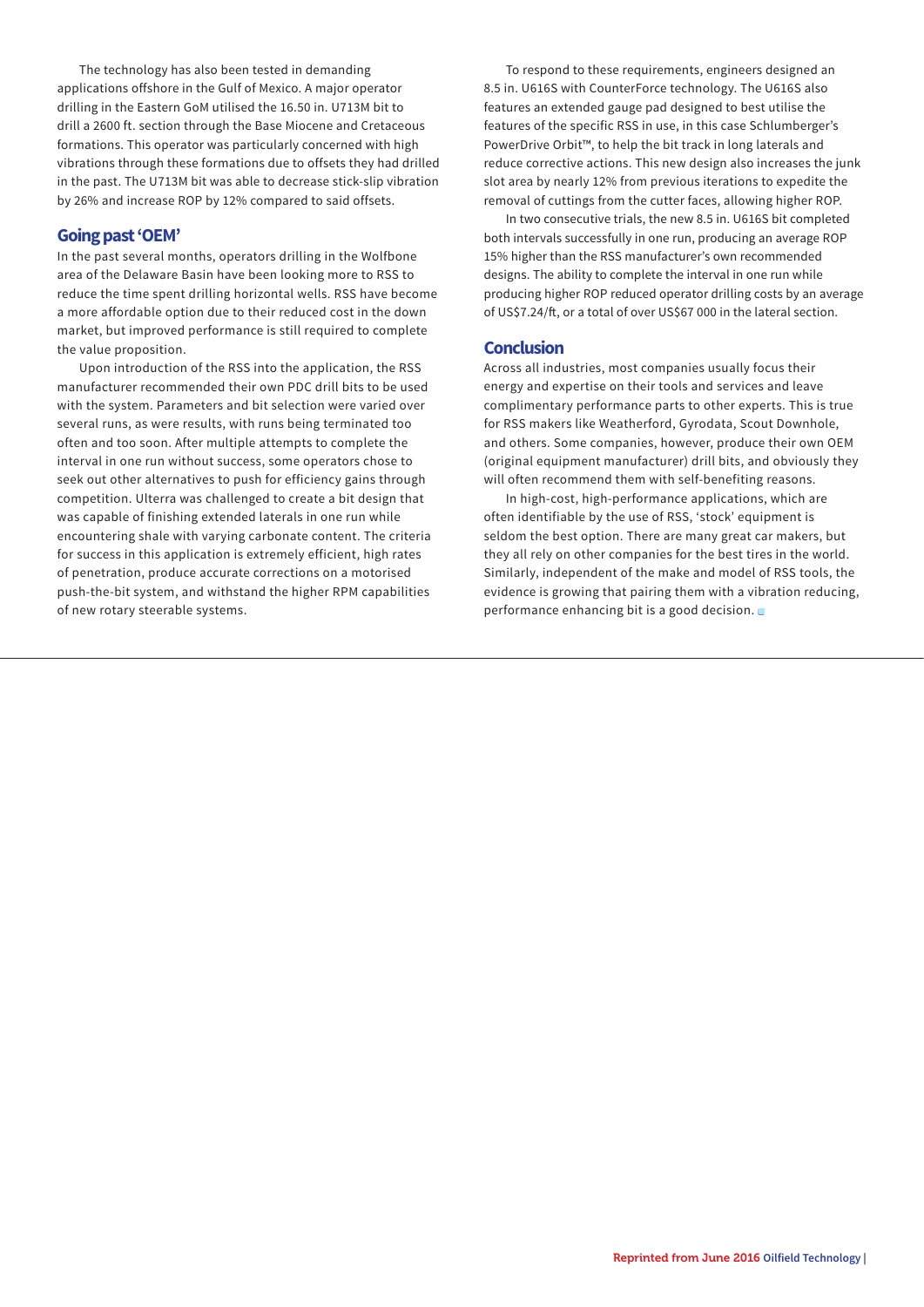The technology has also been tested in demanding applications offshore in the Gulf of Mexico. A major operator drilling in the Eastern GoM utilised the 16.50 in. U713M bit to drill a 2600 ft. section through the Base Miocene and Cretaceous formations. This operator was particularly concerned with high vibrations through these formations due to offsets they had drilled in the past. The U713M bit was able to decrease stick-slip vibration by 26% and increase ROP by 12% compared to said offsets.

## Going past 'OEM'

In the past several months, operators drilling in the Wolfbone area of the Delaware Basin have been looking more to RSS to reduce the time spent drilling horizontal wells. RSS have become a more affordable option due to their reduced cost in the down market, but improved performance is still required to complete the value proposition.

Upon introduction of the RSS into the application, the RSS manufacturer recommended their own PDC drill bits to be used with the system. Parameters and bit selection were varied over several runs, as were results, with runs being terminated too often and too soon. After multiple attempts to complete the interval in one run without success, some operators chose to seek out other alternatives to push for efficiency gains through competition. Ulterra was challenged to create a bit design that was capable of finishing extended laterals in one run while encountering shale with varying carbonate content. The criteria for success in this application is extremely efficient, high rates of penetration, produce accurate corrections on a motorised push-the-bit system, and withstand the higher RPM capabilities of new rotary steerable systems.

To respond to these requirements, engineers designed an 8.5 in. U616S with CounterForce technology. The U616S also features an extended gauge pad designed to best utilise the features of the specific RSS in use, in this case Schlumberger's PowerDrive Orbit™, to help the bit track in long laterals and reduce corrective actions. This new design also increases the junk slot area by nearly 12% from previous iterations to expedite the removal of cuttings from the cutter faces, allowing higher ROP.

In two consecutive trials, the new 8.5 in. U616S bit completed both intervals successfully in one run, producing an average ROP 15% higher than the RSS manufacturer's own recommended designs. The ability to complete the interval in one run while producing higher ROP reduced operator drilling costs by an average of US$7.24/ft, or a total of over US$67 000 in the lateral section.

## Conclusion

Across all industries, most companies usually focus their energy and expertise on their tools and services and leave complimentary performance parts to other experts. This is true for RSS makers like Weatherford, Gyrodata, Scout Downhole, and others. Some companies, however, produce their own OEM (original equipment manufacturer) drill bits, and obviously they will often recommend them with self-benefiting reasons.

In high-cost, high-performance applications, which are often identifiable by the use of RSS, 'stock' equipment is seldom the best option. There are many great car makers, but they all rely on other companies for the best tires in the world. Similarly, independent of the make and model of RSS tools, the evidence is growing that pairing them with a vibration reducing, performance enhancing bit is a good decision.